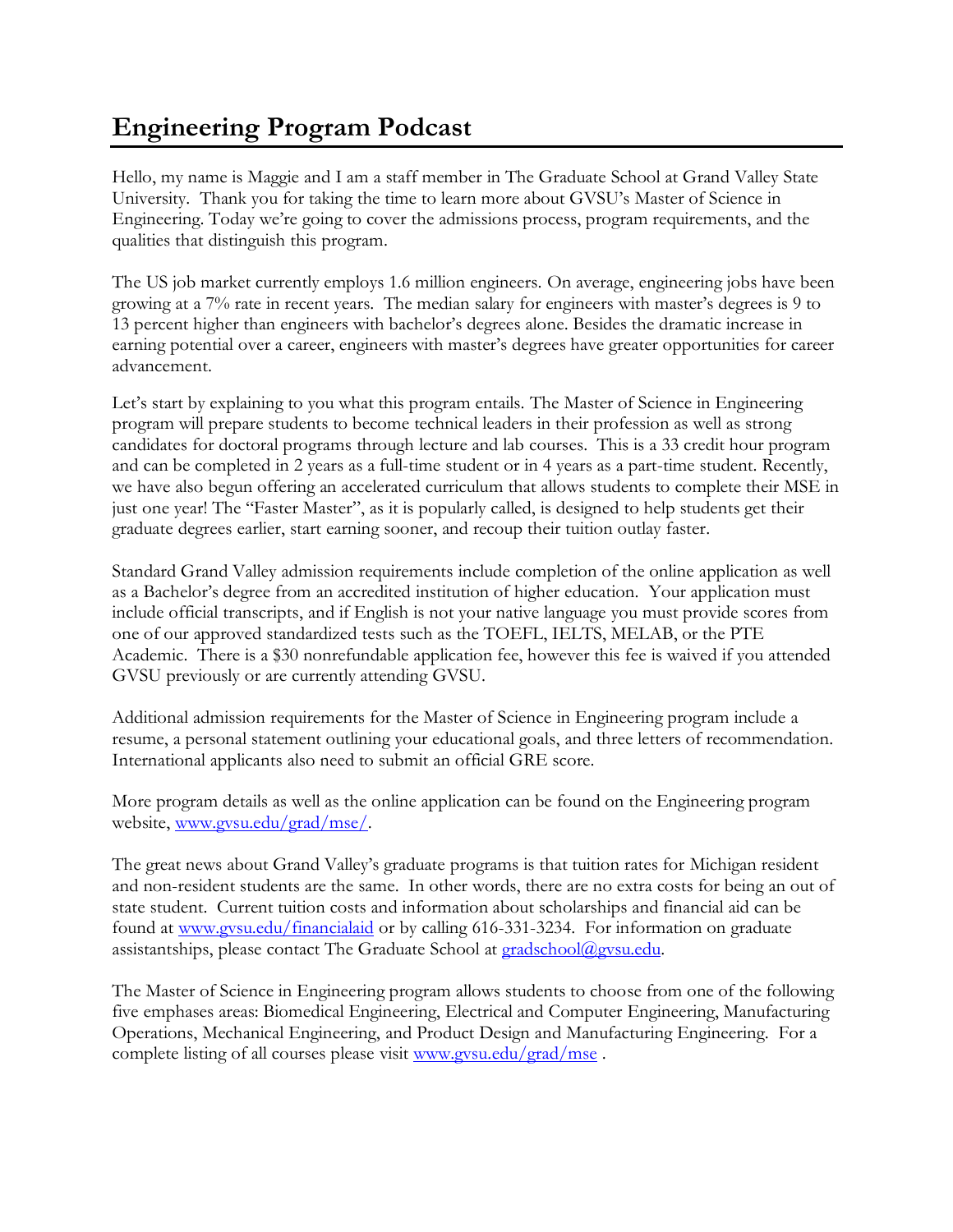# Engineering Program Podcast

Hello, my name is Maggie and I am a staff member in The Graduate School at Grand Valley State University. Thank you for taking the time to learn more about GVSU's Master of Science in Engineering. Today we're going to cover the admissions process, program requirements, and the qualities that distinguish this program.

The US job market currently employs 1.6 million engineers. On average, engineering jobs have been growing at a 7% rate in recent years. The median salary for engineers with master's degrees is 9 to 13 percent higher than engineers with bachelor's degrees alone. Besides the dramatic increase in earning potential over a career, engineers with master's degrees have greater opportunities for career advancement.

Let's start by explaining to you what this program entails. The Master of Science in Engineering program will prepare students to become technical leaders in their profession as well as strong candidates for doctoral programs through lecture and lab courses. This is a 33 credit hour program and can be completed in 2 years as a full-time student or in 4 years as a part-time student. Recently, we have also begun offering an accelerated curriculum that allows students to complete their MSE in just one year! The "Faster Master", as it is popularly called, is designed to help students get their graduate degrees earlier, start earning sooner, and recoup their tuition outlay faster.

Standard Grand Valley admission requirements include completion of the online application as well as a Bachelor's degree from an accredited institution of higher education. Your application must include official transcripts, and if English is not your native language you must provide scores from one of our approved standardized tests such as the TOEFL, IELTS, MELAB, or the PTE Academic. There is a $30 nonrefundable application fee, however this fee is waived if you attended GVSU previously or are currently attending GVSU.

Additional admission requirements for the Master of Science in Engineering program include a resume, a personal statement outlining your educational goals, and three letters of recommendation. International applicants also need to submit an official GRE score.

More program details as well as the online application can be found on the Engineering program website, [www.gvsu.edu/grad/mse/](http://www.gvsu.edu/grad/mse/).

The great news about Grand Valley's graduate programs is that tuition rates for Michigan resident and non-resident students are the same. In other words, there are no extra costs for being an out of state student. Current tuition costs and information about scholarships and financial aid can be found at [www.gvsu.edu/financialaid](http://www.gvsu.edu/financialaid) or by calling 616-331-3234. For information on graduate assistantships, please contact The Graduate School at [gradschool@gvsu.edu](mailto:gradschool@gvsu.edu).

The Master of Science in Engineering program allows students to choose from one of the following five emphases areas: Biomedical Engineering, Electrical and Computer Engineering, Manufacturing Operations, Mechanical Engineering, and Product Design and Manufacturing Engineering. For a complete listing of all courses please visit [www.gvsu.edu/grad/mse](http://www.gvsu.edu/grad/mse) .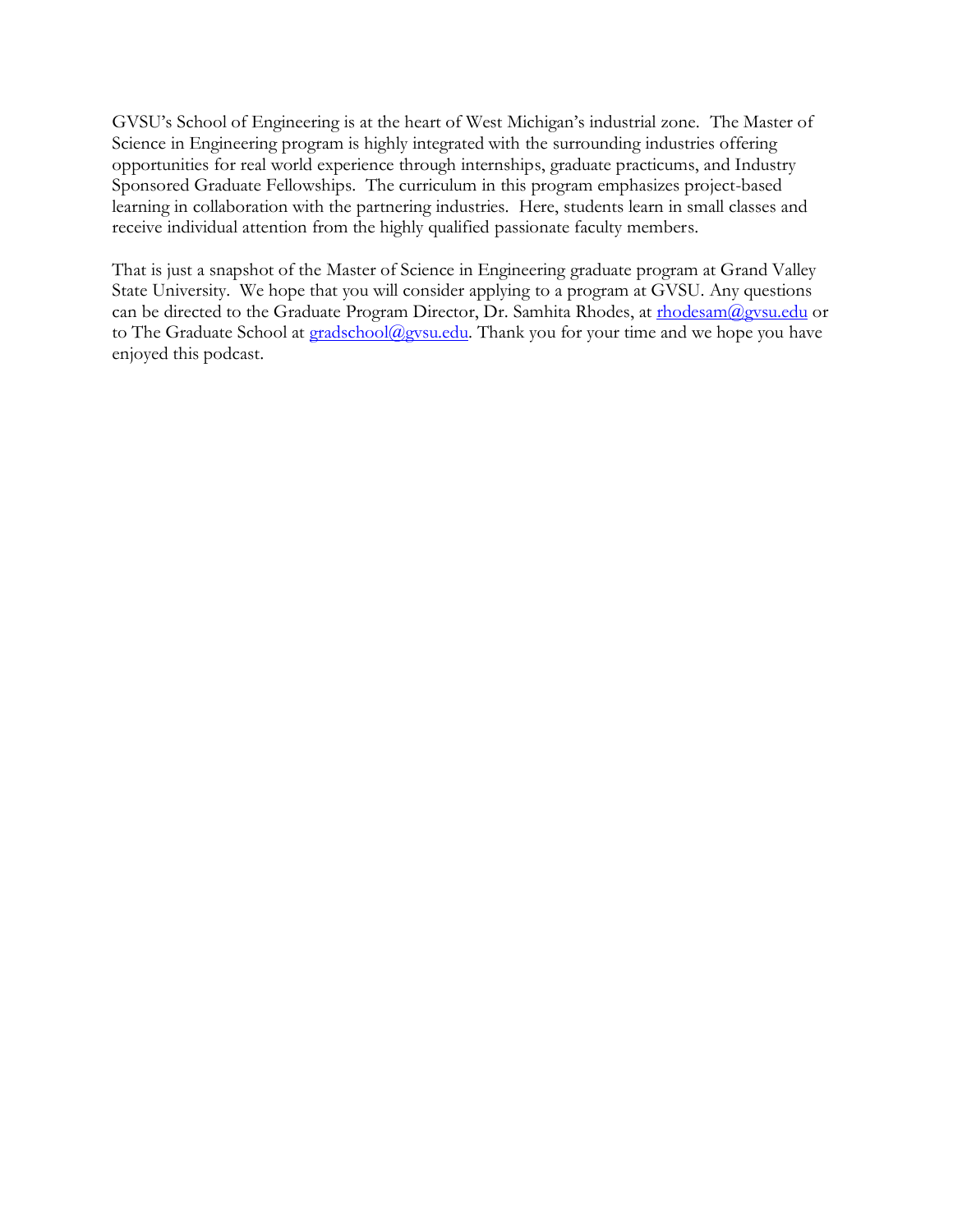GVSU's School of Engineering is at the heart of West Michigan's industrial zone. The Master of Science in Engineering program is highly integrated with the surrounding industries offering opportunities for real world experience through internships, graduate practicums, and Industry Sponsored Graduate Fellowships. The curriculum in this program emphasizes project-based learning in collaboration with the partnering industries. Here, students learn in small classes and receive individual attention from the highly qualified passionate faculty members.

That is just a snapshot of the Master of Science in Engineering graduate program at Grand Valley State University. We hope that you will consider applying to a program at GVSU. Any questions can be directed to the Graduate Program Director, Dr. Samhita Rhodes, at rhodesam@gvsu.edu or to The Graduate School at gradschool@gvsu.edu. Thank you for your time and we hope you have enjoyed this podcast.